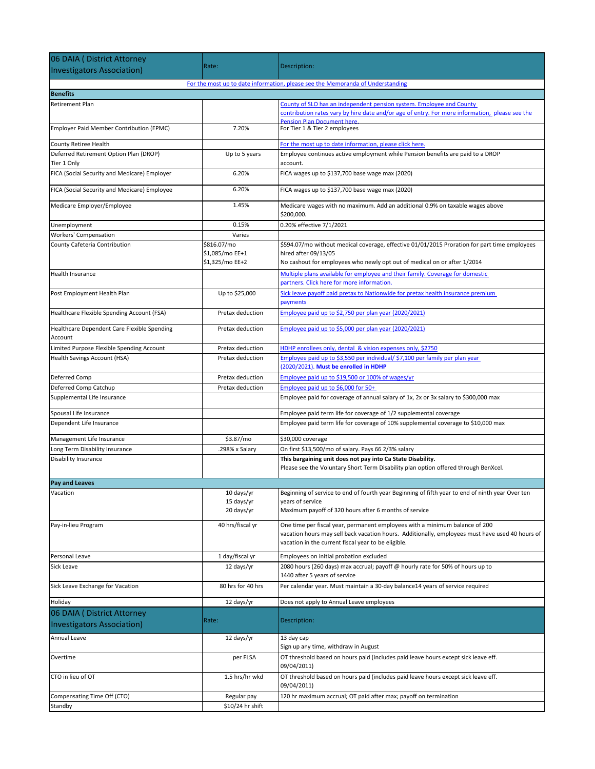| 06 DAIA ( District Attorney Investigators Association) | Rate: | Description: |
|---|---|---|
| | For the most up to date information, please see the Memoranda of Understanding | |
| **Benefits** | | |
| Retirement Plan | | County of SLO has an independent pension system. Employee and County contribution rates vary by hire date and/or age of entry. For more information, please see the Pension Plan Document here. |
| Employer Paid Member Contribution (EPMC) | 7.20% | For Tier 1 & Tier 2 employees |
| County Retiree Health | | For the most up to date information, please click here. |
| Deferred Retirement Option Plan (DROP) Tier 1 Only | Up to 5 years | Employee continues active employment while Pension benefits are paid to a DROP account. |
| FICA (Social Security and Medicare) Employer | 6.20% | FICA wages up to $137,700 base wage max (2020) |
| FICA (Social Security and Medicare) Employee | 6.20% | FICA wages up to $137,700 base wage max (2020) |
| Medicare Employer/Employee | 1.45% | Medicare wages with no maximum. Add an additional 0.9% on taxable wages above $200,000. |
| Unemployment | 0.15% | 0.20% effective 7/1/2021 |
| Workers' Compensation | Varies | |
| County Cafeteria Contribution | $816.07/mo<br>$1,085/mo EE+1<br>$1,325/mo EE+2 | $594.07/mo without medical coverage, effective 01/01/2015 Proration for part time employees hired after 09/13/05<br>No cashout for employees who newly opt out of medical on or after 1/2014 |
| Health Insurance | | Multiple plans available for employee and their family. Coverage for domestic partners. Click here for more information. |
| Post Employment Health Plan | Up to $25,000 | Sick leave payoff paid pretax to Nationwide for pretax health insurance premium payments |
| Healthcare Flexible Spending Account (FSA) | Pretax deduction | Employee paid up to $2,750 per plan year (2020/2021) |
| Healthcare Dependent Care Flexible Spending Account | Pretax deduction | Employee paid up to $5,000 per plan year (2020/2021) |
| Limited Purpose Flexible Spending Account | Pretax deduction | HDHP enrollees only, dental & vision expenses only, $2750 |
| Health Savings Account (HSA) | Pretax deduction | Employee paid up to $3,550 per individual/ $7,100 per family per plan year (2020/2021). **Must be enrolled in HDHP** |
| Deferred Comp | Pretax deduction | Employee paid up to $19,500 or 100% of wages/yr |
| Deferred Comp Catchup | Pretax deduction | Employee paid up to $6,000 for 50+ |
| Supplemental Life Insurance | | Employee paid for coverage of annual salary of 1x, 2x or 3x salary to $300,000 max |
| Spousal Life Insurance | | Employee paid term life for coverage of 1/2 supplemental coverage |
| Dependent Life Insurance | | Employee paid term life for coverage of 10% supplemental coverage to $10,000 max |
| Management Life Insurance | $3.87/mo | $30,000 coverage |
| Long Term Disability Insurance | .298% x Salary | On first $13,500/mo of salary. Pays 66 2/3% salary |
| Disability Insurance | | **This bargaining unit does not pay into Ca State Disability.**<br>Please see the Voluntary Short Term Disability plan option offered through BenXcel. |
| **Pay and Leaves** | | |
| Vacation | 10 days/yr<br>15 days/yr<br>20 days/yr | Beginning of service to end of fourth year Beginning of fifth year to end of ninth year Over ten years of service<br>Maximum payoff of 320 hours after 6 months of service |
| Pay-in-lieu Program | 40 hrs/fiscal yr | One time per fiscal year, permanent employees with a minimum balance of 200 vacation hours may sell back vacation hours. Additionally, employees must have used 40 hours of vacation in the current fiscal year to be eligible. |
| Personal Leave | 1 day/fiscal yr | Employees on initial probation excluded |
| Sick Leave | 12 days/yr | 2080 hours (260 days) max accrual; payoff @ hourly rate for 50% of hours up to 1440 after 5 years of service |
| Sick Leave Exchange for Vacation | 80 hrs for 40 hrs | Per calendar year. Must maintain a 30-day balance14 years of service required |
| Holiday | 12 days/yr | Does not apply to Annual Leave employees |
| **06 DAIA ( District Attorney Investigators Association)** | **Rate:** | **Description:** |
| Annual Leave | 12 days/yr | 13 day cap<br>Sign up any time, withdraw in August |
| Overtime | per FLSA | OT threshold based on hours paid (includes paid leave hours except sick leave eff. 09/04/2011) |
| CTO in lieu of OT | 1.5 hrs/hr wkd | OT threshold based on hours paid (includes paid leave hours except sick leave eff. 09/04/2011) |
| Compensating Time Off (CTO) | Regular pay | 120 hr maximum accrual; OT paid after max; payoff on termination |
| Standby | $10/24 hr shift | |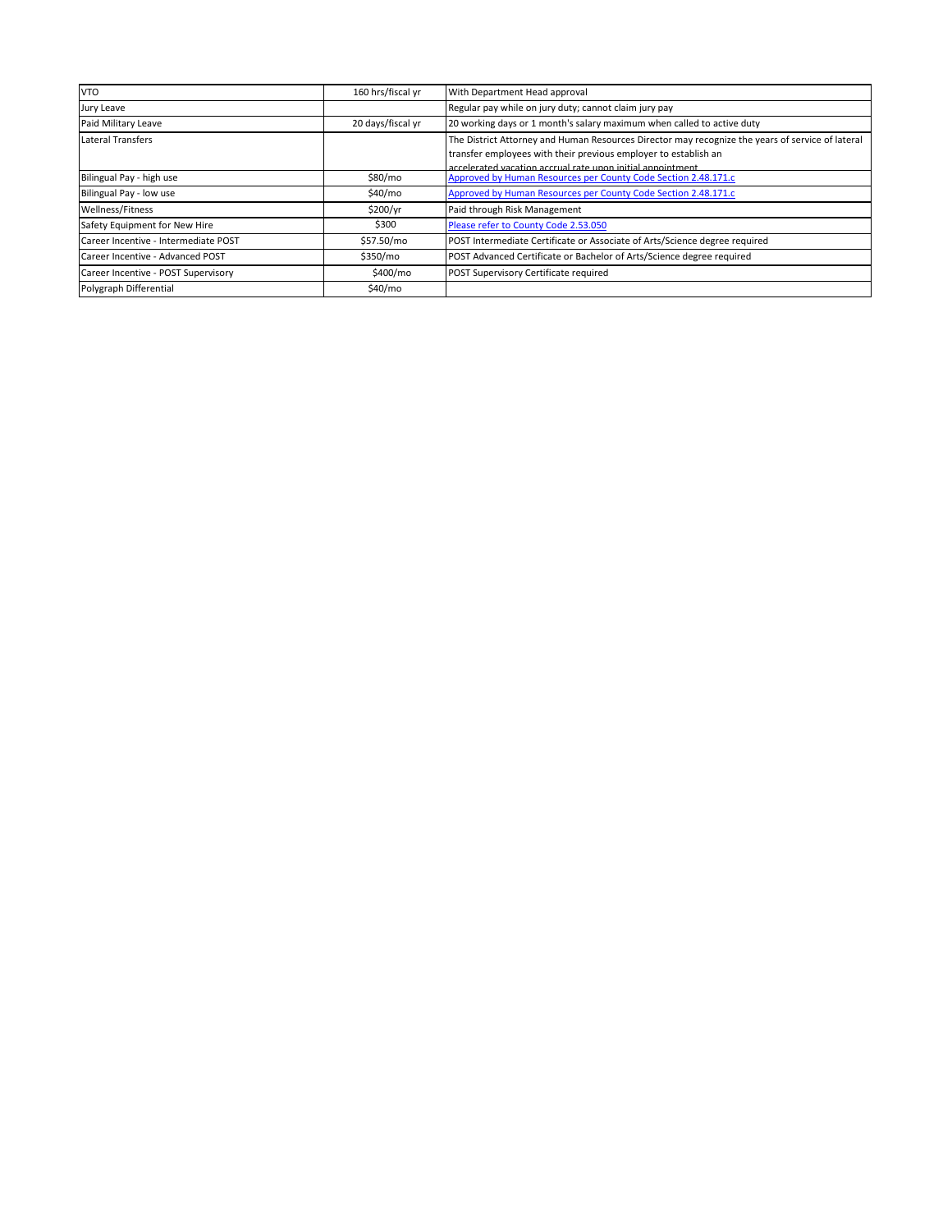| | | |
|---|---|---|
| VTO | 160 hrs/fiscal yr | With Department Head approval |
| Jury Leave | | Regular pay while on jury duty; cannot claim jury pay |
| Paid Military Leave | 20 days/fiscal yr | 20 working days or 1 month's salary maximum when called to active duty |
| Lateral Transfers | | The District Attorney and Human Resources Director may recognize the years of service of lateral transfer employees with their previous employer to establish an accelerated vacation accrual rate upon initial appointment |
| Bilingual Pay - high use | $80/mo | Approved by Human Resources per County Code Section 2.48.171.c |
| Bilingual Pay - low use | $40/mo | Approved by Human Resources per County Code Section 2.48.171.c |
| Wellness/Fitness | $200/yr | Paid through Risk Management |
| Safety Equipment for New Hire | $300 | Please refer to County Code 2.53.050 |
| Career Incentive - Intermediate POST | $57.50/mo | POST Intermediate Certificate or Associate of Arts/Science degree required |
| Career Incentive - Advanced POST | $350/mo | POST Advanced Certificate or Bachelor of Arts/Science degree required |
| Career Incentive - POST Supervisory | $400/mo | POST Supervisory Certificate required |
| Polygraph Differential | $40/mo | |